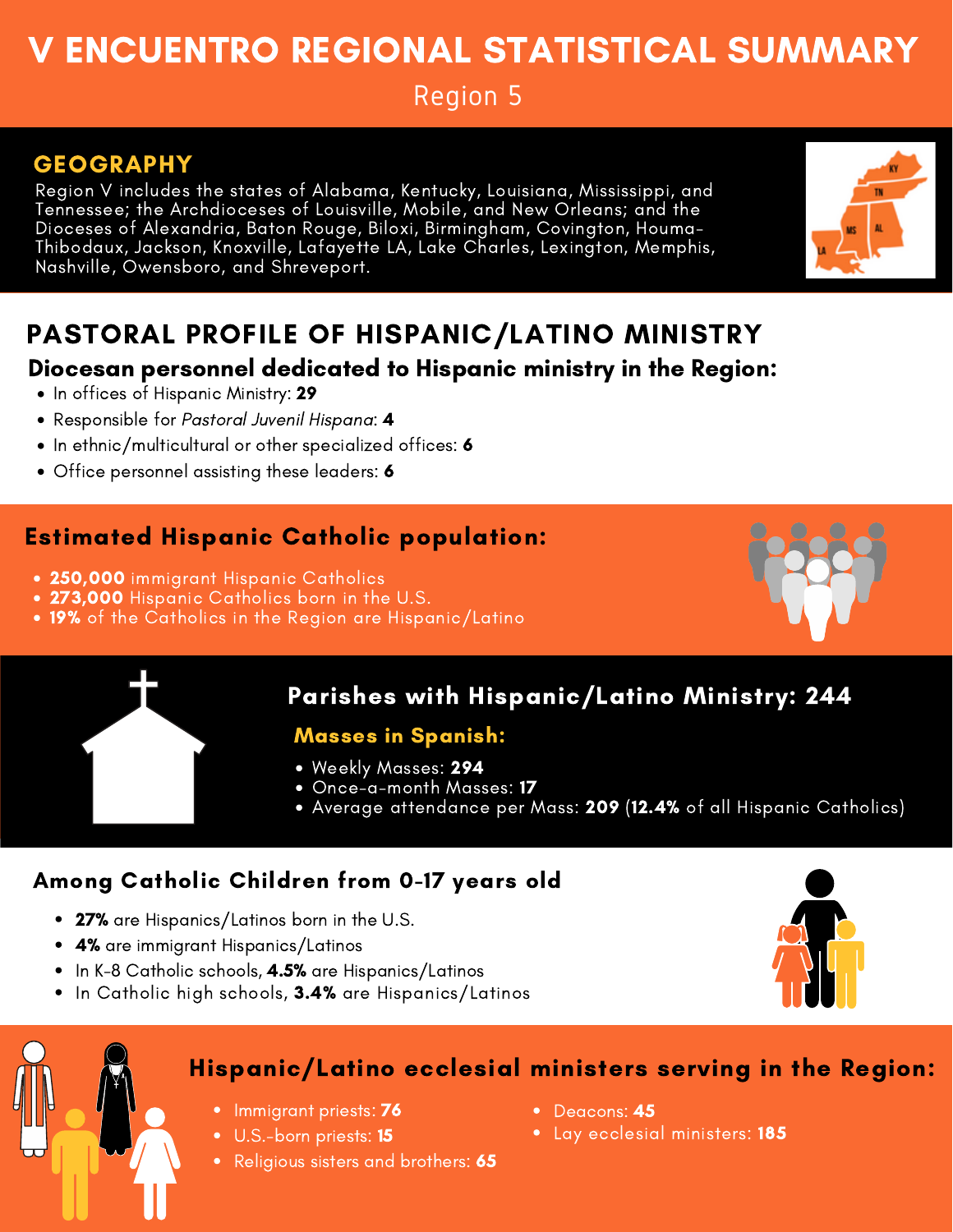# V ENCUENTRO REGIONAL STATISTICAL SUMMARY

Region 5

## GEOGRAPHY

Region V includes the states of Alabama, Kentucky, Louisiana, Mississippi, and Tennessee; the Archdioceses of Louisville, Mobile, and New Orleans; and the Dioceses of Alexandria, Baton Rouge, Biloxi, Birmingham, Covington, Houma-Thibodaux, Jackson, Knoxville, Lafayette LA, Lake Charles, Lexington, Memphis, Nashville, Owensboro, and Shreveport.

## PASTORAL PROFILE OF HISPANIC/LATINO MINISTRY

### Diocesan personnel dedicated to Hispanic ministry in the Region:

- In offices of Hispanic Ministry: **29**
- Responsible for *Pastoral Juvenil Hispana*: **4**
- In ethnic/multicultural or other specialized offices: **6**
- Office personnel assisting these leaders: **6**

### Estimated Hispanic Catholic population:

- **250,000** immigrant Hispanic Catholics
- **273,000** Hispanic Catholics born in the U.S.
- **19%** of the Catholics in the Region are Hispanic/Latino

### Parishes with Hispanic/Latino Ministry: 244

**Masses in Spanish:**

- Weekly Masses: **294**
- Once-a-month Masses: **17**
- Average attendance per Mass: **209** (**12.4%** of all Hispanic Catholics)

### Among Catholic Children from 0-17 years old

- **27%** are Hispanics/Latinos born in the U.S.
- **4%** are immigrant Hispanics/Latinos
- In K-8 Catholic schools, **4.5%** are Hispanics/Latinos
- In Catholic high schools, **3.4%** are Hispanics/Latinos

### Hispanic/Latino ecclesial ministers serving in the Region:

- Immigrant priests: **76**
- U.S.-born priests: **15**
- Religious sisters and brothers: **65**
- Deacons: **45**
- Lay ecclesial ministers: **185**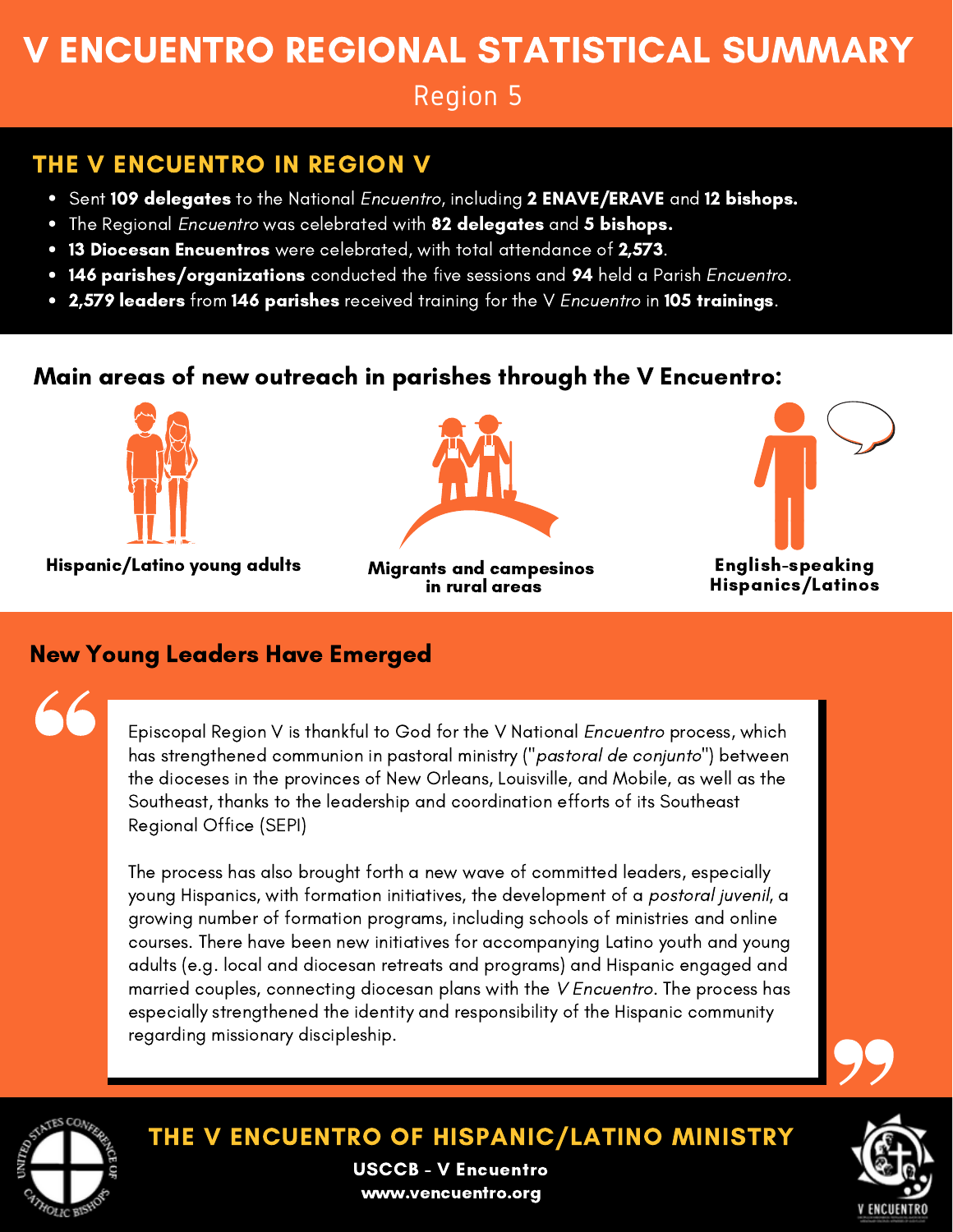# V ENCUENTRO REGIONAL STATISTICAL SUMMARY

Region 5

## THE V ENCUENTRO IN REGION V

- Sent **109 delegates** to the National *Encuentro*, including **2 ENAVE/ERAVE** and **12 bishops.**
- The Regional *Encuentro* was celebrated with **82 delegates** and **5 bishops.**
- **13 Diocesan Encuentros** were celebrated, with total attendance of **2,573**.
- **146 parishes/organizations** conducted the five sessions and **94** held a Parish *Encuentro*.
- **2,579 leaders** from **146 parishes** received training for the V *Encuentro* in **105 trainings**.

## Main areas of new outreach in parishes through the V Encuentro:

**Hispanic/Latino young adults**

**Migrants and campesinos in rural areas**

**English-speaking Hispanics/Latinos**

## New Young Leaders Have Emerged

> Episcopal Region V is thankful to God for the V National *Encuentro* process, which has strengthened communion in pastoral ministry ("*pastoral de conjunto*") between the dioceses in the provinces of New Orleans, Louisville, and Mobile, as well as the Southeast, thanks to the leadership and coordination efforts of its Southeast Regional Office (SEPI)
>
> The process has also brought forth a new wave of committed leaders, especially young Hispanics, with formation initiatives, the development of a *postoral juvenil*, a growing number of formation programs, including schools of ministries and online courses. There have been new initiatives for accompanying Latino youth and young adults (e.g. local and diocesan retreats and programs) and Hispanic engaged and married couples, connecting diocesan plans with the *V Encuentro*. The process has especially strengthened the identity and responsibility of the Hispanic community regarding missionary discipleship.

**THE V ENCUENTRO OF HISPANIC/LATINO MINISTRY**

**USCCB - V Encuentro**

**www.vencuentro.org**